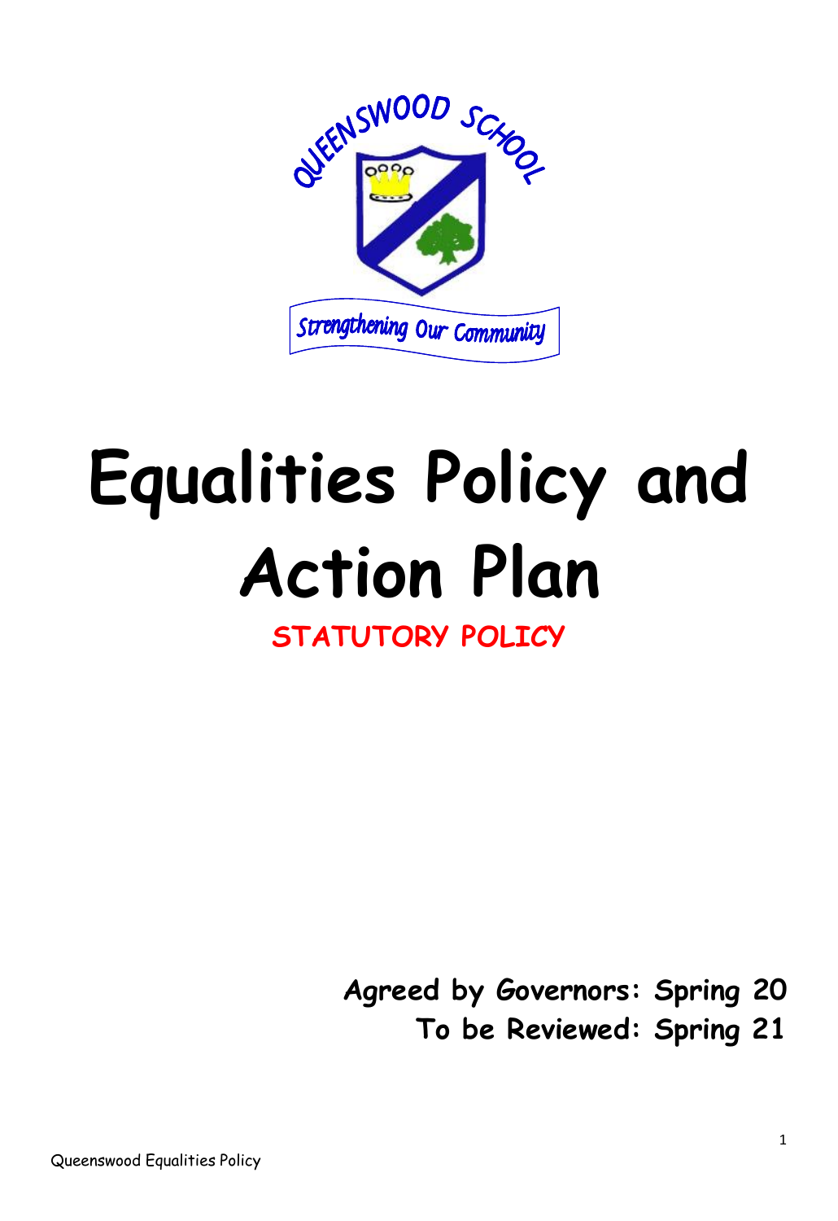QUEENSWOOD SCHOOL

Strengthening Our Community

# Equalities Policy and Action Plan

**STATUTORY POLICY**

**Agreed by Governors: Spring 20**
**To be Reviewed: Spring 21**

Queenswood Equalities Policy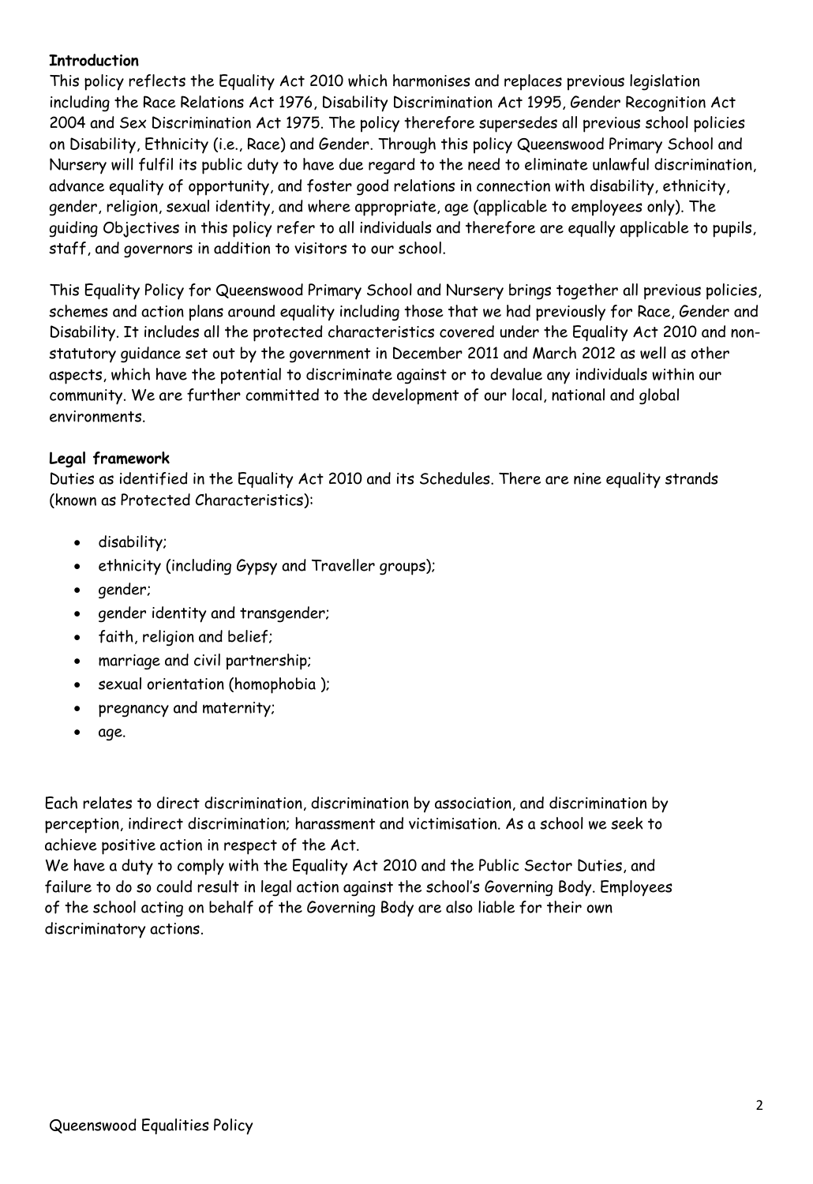**Introduction**

This policy reflects the Equality Act 2010 which harmonises and replaces previous legislation including the Race Relations Act 1976, Disability Discrimination Act 1995, Gender Recognition Act 2004 and Sex Discrimination Act 1975. The policy therefore supersedes all previous school policies on Disability, Ethnicity (i.e., Race) and Gender. Through this policy Queenswood Primary School and Nursery will fulfil its public duty to have due regard to the need to eliminate unlawful discrimination, advance equality of opportunity, and foster good relations in connection with disability, ethnicity, gender, religion, sexual identity, and where appropriate, age (applicable to employees only). The guiding Objectives in this policy refer to all individuals and therefore are equally applicable to pupils, staff, and governors in addition to visitors to our school.

This Equality Policy for Queenswood Primary School and Nursery brings together all previous policies, schemes and action plans around equality including those that we had previously for Race, Gender and Disability. It includes all the protected characteristics covered under the Equality Act 2010 and non-statutory guidance set out by the government in December 2011 and March 2012 as well as other aspects, which have the potential to discriminate against or to devalue any individuals within our community. We are further committed to the development of our local, national and global environments.

**Legal framework**

Duties as identified in the Equality Act 2010 and its Schedules. There are nine equality strands (known as Protected Characteristics):

- disability;
- ethnicity (including Gypsy and Traveller groups);
- gender;
- gender identity and transgender;
- faith, religion and belief;
- marriage and civil partnership;
- sexual orientation (homophobia );
- pregnancy and maternity;
- age.

Each relates to direct discrimination, discrimination by association, and discrimination by perception, indirect discrimination; harassment and victimisation. As a school we seek to achieve positive action in respect of the Act.

We have a duty to comply with the Equality Act 2010 and the Public Sector Duties, and failure to do so could result in legal action against the school's Governing Body. Employees of the school acting on behalf of the Governing Body are also liable for their own discriminatory actions.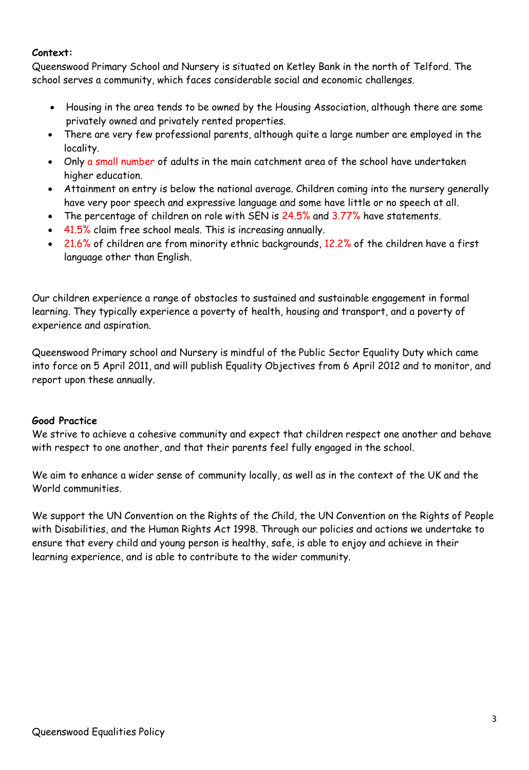**Context:**

Queenswood Primary School and Nursery is situated on Ketley Bank in the north of Telford. The school serves a community, which faces considerable social and economic challenges.

- Housing in the area tends to be owned by the Housing Association, although there are some privately owned and privately rented properties.
- There are very few professional parents, although quite a large number are employed in the locality.
- Only a small number of adults in the main catchment area of the school have undertaken higher education.
- Attainment on entry is below the national average. Children coming into the nursery generally have very poor speech and expressive language and some have little or no speech at all.
- The percentage of children on role with SEN is 24.5% and 3.77% have statements.
- 41.5% claim free school meals. This is increasing annually.
- 21.6% of children are from minority ethnic backgrounds, 12.2% of the children have a first language other than English.

Our children experience a range of obstacles to sustained and sustainable engagement in formal learning. They typically experience a poverty of health, housing and transport, and a poverty of experience and aspiration.

Queenswood Primary school and Nursery is mindful of the Public Sector Equality Duty which came into force on 5 April 2011, and will publish Equality Objectives from 6 April 2012 and to monitor, and report upon these annually.

**Good Practice**

We strive to achieve a cohesive community and expect that children respect one another and behave with respect to one another, and that their parents feel fully engaged in the school.

We aim to enhance a wider sense of community locally, as well as in the context of the UK and the World communities.

We support the UN Convention on the Rights of the Child, the UN Convention on the Rights of People with Disabilities, and the Human Rights Act 1998. Through our policies and actions we undertake to ensure that every child and young person is healthy, safe, is able to enjoy and achieve in their learning experience, and is able to contribute to the wider community.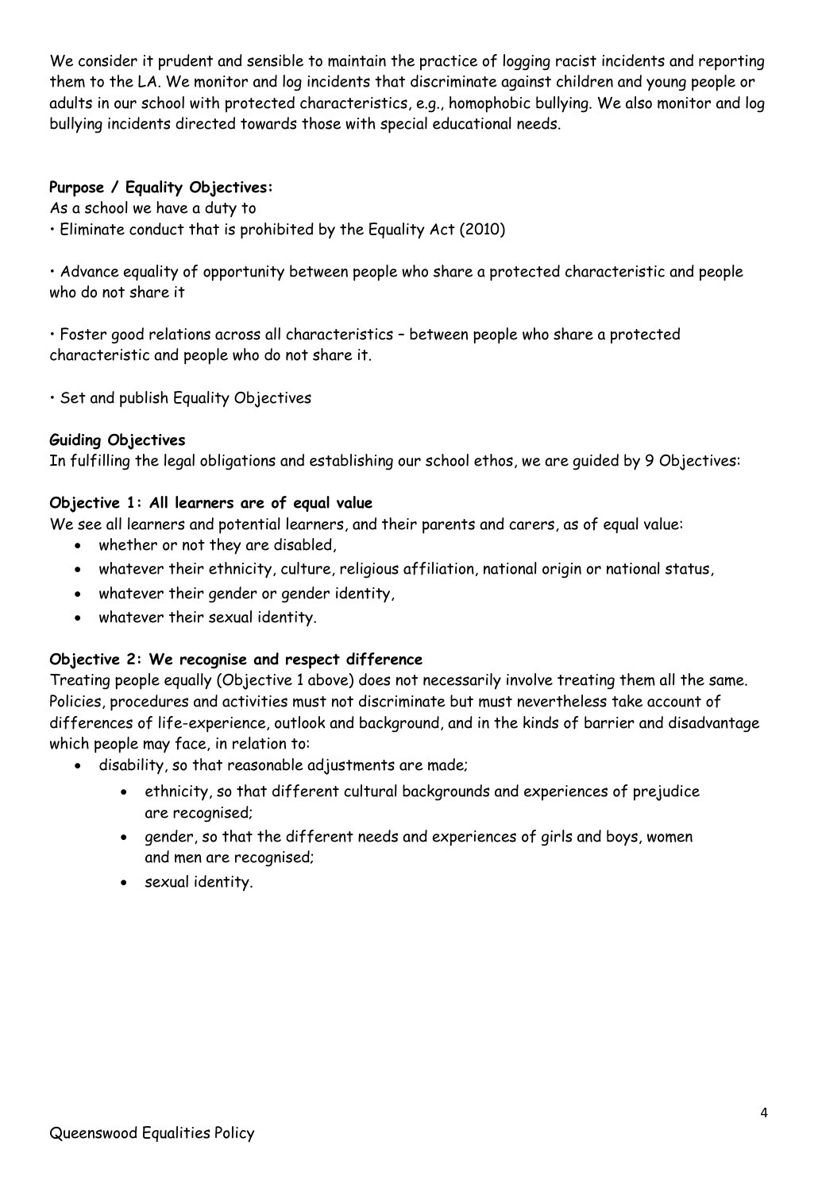We consider it prudent and sensible to maintain the practice of logging racist incidents and reporting them to the LA. We monitor and log incidents that discriminate against children and young people or adults in our school with protected characteristics, e.g., homophobic bullying. We also monitor and log bullying incidents directed towards those with special educational needs.

**Purpose / Equality Objectives:**

As a school we have a duty to

• Eliminate conduct that is prohibited by the Equality Act (2010)

• Advance equality of opportunity between people who share a protected characteristic and people who do not share it

• Foster good relations across all characteristics – between people who share a protected characteristic and people who do not share it.

• Set and publish Equality Objectives

**Guiding Objectives**

In fulfilling the legal obligations and establishing our school ethos, we are guided by 9 Objectives:

**Objective 1: All learners are of equal value**

We see all learners and potential learners, and their parents and carers, as of equal value:

- whether or not they are disabled,
- whatever their ethnicity, culture, religious affiliation, national origin or national status,
- whatever their gender or gender identity,
- whatever their sexual identity.

**Objective 2: We recognise and respect difference**

Treating people equally (Objective 1 above) does not necessarily involve treating them all the same. Policies, procedures and activities must not discriminate but must nevertheless take account of differences of life-experience, outlook and background, and in the kinds of barrier and disadvantage which people may face, in relation to:

- disability, so that reasonable adjustments are made;
- ethnicity, so that different cultural backgrounds and experiences of prejudice are recognised;
- gender, so that the different needs and experiences of girls and boys, women and men are recognised;
- sexual identity.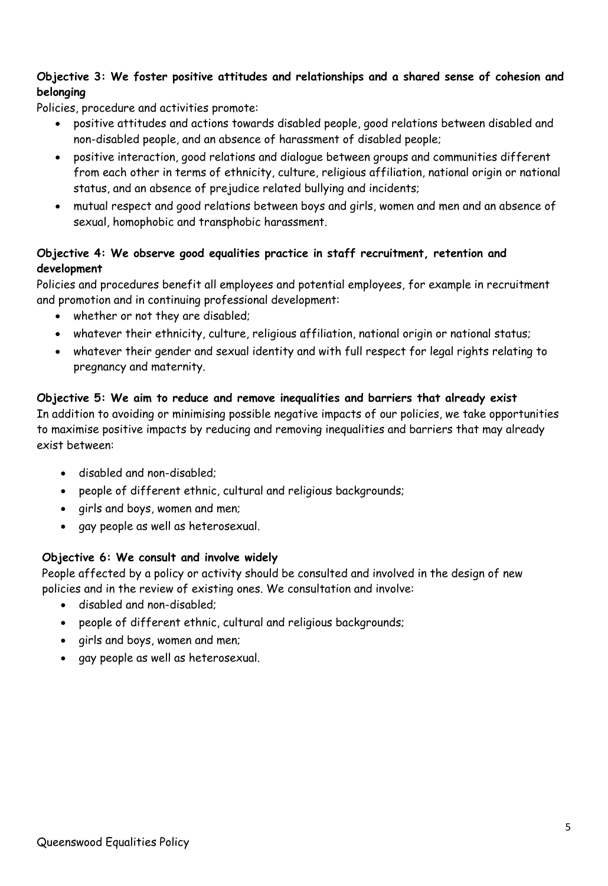**Objective 3: We foster positive attitudes and relationships and a shared sense of cohesion and belonging**

Policies, procedure and activities promote:

- positive attitudes and actions towards disabled people, good relations between disabled and non-disabled people, and an absence of harassment of disabled people;
- positive interaction, good relations and dialogue between groups and communities different from each other in terms of ethnicity, culture, religious affiliation, national origin or national status, and an absence of prejudice related bullying and incidents;
- mutual respect and good relations between boys and girls, women and men and an absence of sexual, homophobic and transphobic harassment.

**Objective 4: We observe good equalities practice in staff recruitment, retention and development**

Policies and procedures benefit all employees and potential employees, for example in recruitment and promotion and in continuing professional development:

- whether or not they are disabled;
- whatever their ethnicity, culture, religious affiliation, national origin or national status;
- whatever their gender and sexual identity and with full respect for legal rights relating to pregnancy and maternity.

**Objective 5: We aim to reduce and remove inequalities and barriers that already exist**

In addition to avoiding or minimising possible negative impacts of our policies, we take opportunities to maximise positive impacts by reducing and removing inequalities and barriers that may already exist between:

- disabled and non-disabled;
- people of different ethnic, cultural and religious backgrounds;
- girls and boys, women and men;
- gay people as well as heterosexual.

**Objective 6: We consult and involve widely**

People affected by a policy or activity should be consulted and involved in the design of new policies and in the review of existing ones. We consultation and involve:

- disabled and non-disabled;
- people of different ethnic, cultural and religious backgrounds;
- girls and boys, women and men;
- gay people as well as heterosexual.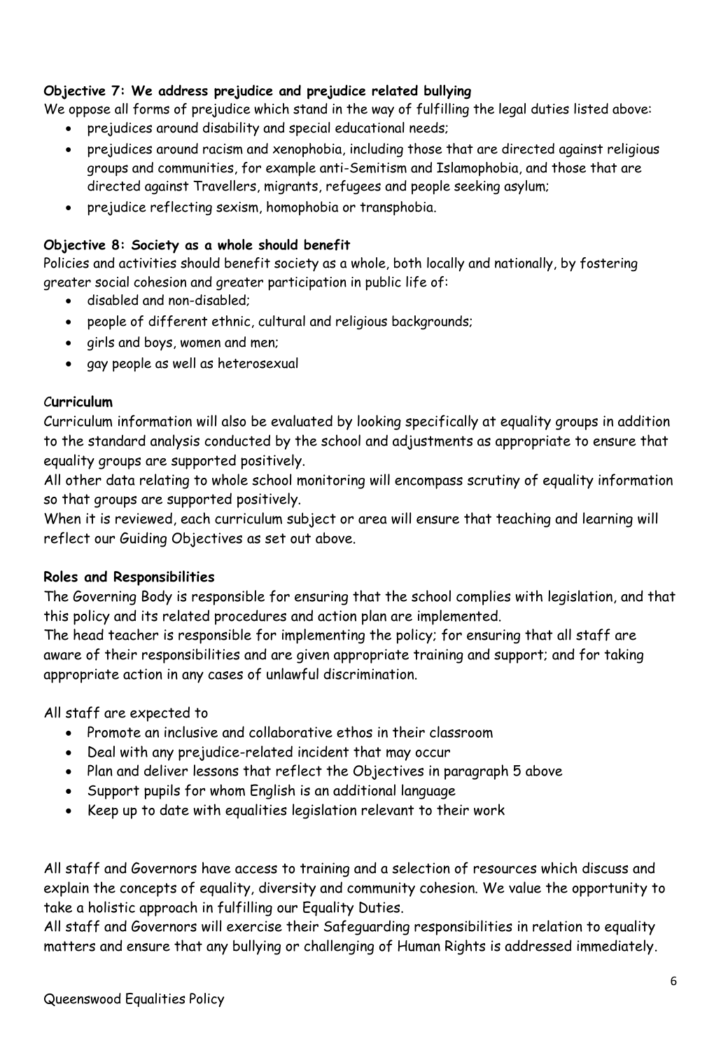**Objective 7: We address prejudice and prejudice related bullying**

We oppose all forms of prejudice which stand in the way of fulfilling the legal duties listed above:

- prejudices around disability and special educational needs;
- prejudices around racism and xenophobia, including those that are directed against religious groups and communities, for example anti-Semitism and Islamophobia, and those that are directed against Travellers, migrants, refugees and people seeking asylum;
- prejudice reflecting sexism, homophobia or transphobia.

**Objective 8: Society as a whole should benefit**

Policies and activities should benefit society as a whole, both locally and nationally, by fostering greater social cohesion and greater participation in public life of:

- disabled and non-disabled;
- people of different ethnic, cultural and religious backgrounds;
- girls and boys, women and men;
- gay people as well as heterosexual

**Curriculum**

Curriculum information will also be evaluated by looking specifically at equality groups in addition to the standard analysis conducted by the school and adjustments as appropriate to ensure that equality groups are supported positively.

All other data relating to whole school monitoring will encompass scrutiny of equality information so that groups are supported positively.

When it is reviewed, each curriculum subject or area will ensure that teaching and learning will reflect our Guiding Objectives as set out above.

**Roles and Responsibilities**

The Governing Body is responsible for ensuring that the school complies with legislation, and that this policy and its related procedures and action plan are implemented.

The head teacher is responsible for implementing the policy; for ensuring that all staff are aware of their responsibilities and are given appropriate training and support; and for taking appropriate action in any cases of unlawful discrimination.

All staff are expected to

- Promote an inclusive and collaborative ethos in their classroom
- Deal with any prejudice-related incident that may occur
- Plan and deliver lessons that reflect the Objectives in paragraph 5 above
- Support pupils for whom English is an additional language
- Keep up to date with equalities legislation relevant to their work

All staff and Governors have access to training and a selection of resources which discuss and explain the concepts of equality, diversity and community cohesion. We value the opportunity to take a holistic approach in fulfilling our Equality Duties.

All staff and Governors will exercise their Safeguarding responsibilities in relation to equality matters and ensure that any bullying or challenging of Human Rights is addressed immediately.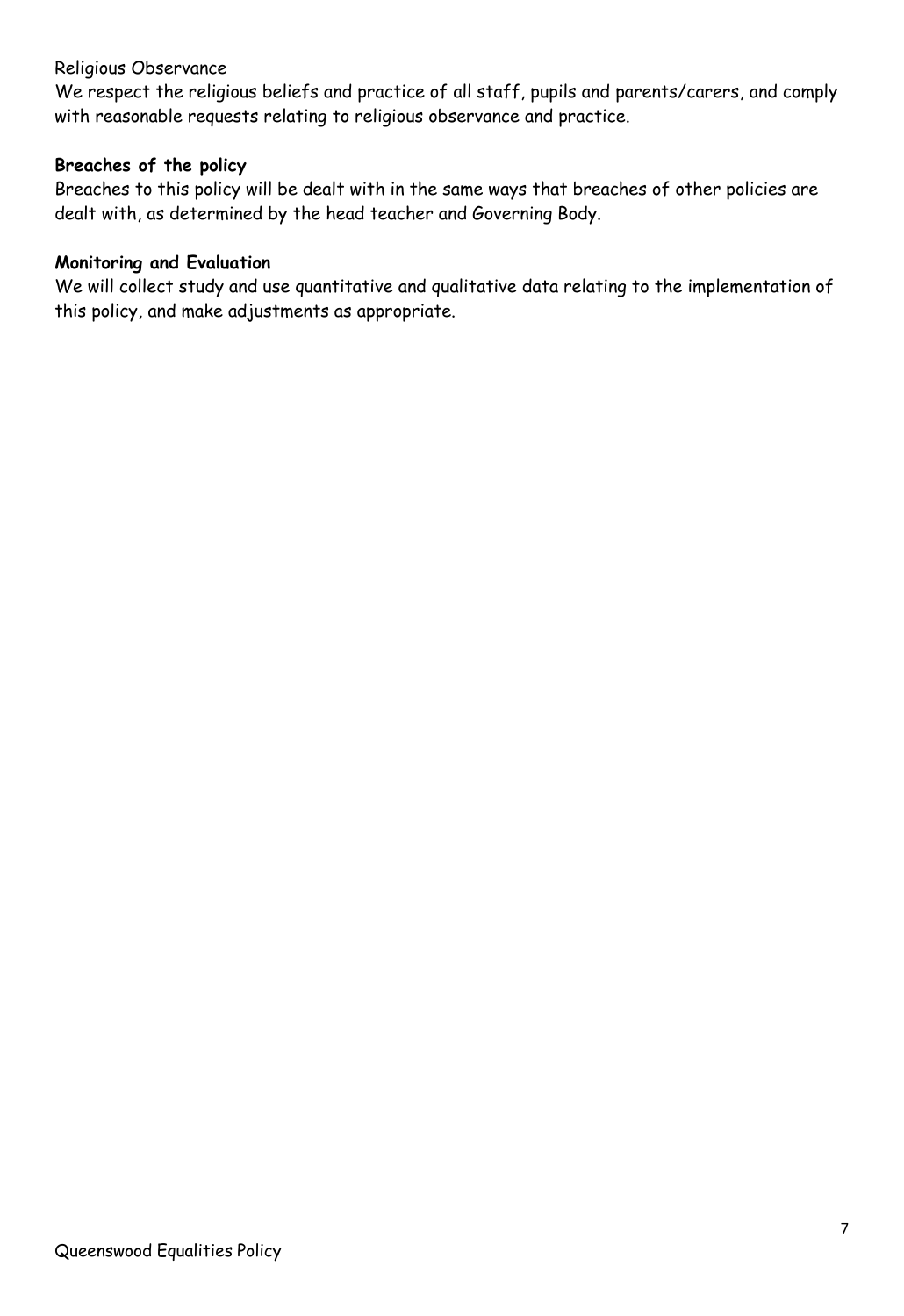Religious Observance

We respect the religious beliefs and practice of all staff, pupils and parents/carers, and comply with reasonable requests relating to religious observance and practice.

**Breaches of the policy**

Breaches to this policy will be dealt with in the same ways that breaches of other policies are dealt with, as determined by the head teacher and Governing Body.

**Monitoring and Evaluation**

We will collect study and use quantitative and qualitative data relating to the implementation of this policy, and make adjustments as appropriate.